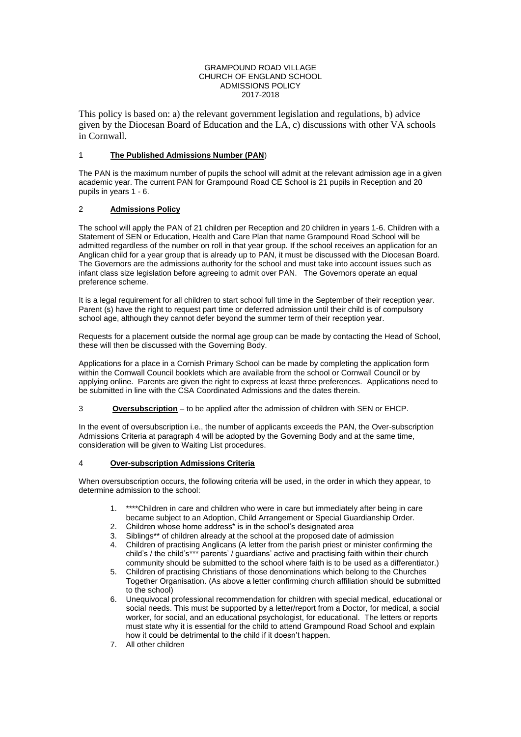# GRAMPOUND ROAD VILLAGE CHURCH OF ENGLAND SCHOOL ADMISSIONS POLICY 2017-2018

This policy is based on: a) the relevant government legislation and regulations, b) advice given by the Diocesan Board of Education and the LA, c) discussions with other VA schools in Cornwall.

## 1 **The Published Admissions Number (PAN)**

The PAN is the maximum number of pupils the school will admit at the relevant admission age in a given academic year. The current PAN for Grampound Road CE School is 21 pupils in Reception and 20 pupils in years 1 - 6.

## 2 **Admissions Policy**

The school will apply the PAN of 21 children per Reception and 20 children in years 1-6. Children with a Statement of SEN or Education, Health and Care Plan that name Grampound Road School will be admitted regardless of the number on roll in that year group. If the school receives an application for an Anglican child for a year group that is already up to PAN, it must be discussed with the Diocesan Board. The Governors are the admissions authority for the school and must take into account issues such as infant class size legislation before agreeing to admit over PAN. The Governors operate an equal preference scheme.

It is a legal requirement for all children to start school full time in the September of their reception year. Parent (s) have the right to request part time or deferred admission until their child is of compulsory school age, although they cannot defer beyond the summer term of their reception year.

Requests for a placement outside the normal age group can be made by contacting the Head of School, these will then be discussed with the Governing Body.

Applications for a place in a Cornish Primary School can be made by completing the application form within the Cornwall Council booklets which are available from the school or Cornwall Council or by applying online. Parents are given the right to express at least three preferences. Applications need to be submitted in line with the CSA Coordinated Admissions and the dates therein.

## 3 **Oversubscription** – to be applied after the admission of children with SEN or EHCP.

In the event of oversubscription i.e., the number of applicants exceeds the PAN, the Over-subscription Admissions Criteria at paragraph 4 will be adopted by the Governing Body and at the same time, consideration will be given to Waiting List procedures.

## 4 **Over-subscription Admissions Criteria**

When oversubscription occurs, the following criteria will be used, in the order in which they appear, to determine admission to the school:

1. ****Children in care and children who were in care but immediately after being in care became subject to an Adoption, Child Arrangement or Special Guardianship Order.
2. Children whose home address* is in the school's designated area
3. Siblings** of children already at the school at the proposed date of admission
4. Children of practising Anglicans (A letter from the parish priest or minister confirming the child's / the child's*** parents' / guardians' active and practising faith within their church community should be submitted to the school where faith is to be used as a differentiator.)
5. Children of practising Christians of those denominations which belong to the Churches Together Organisation. (As above a letter confirming church affiliation should be submitted to the school)
6. Unequivocal professional recommendation for children with special medical, educational or social needs. This must be supported by a letter/report from a Doctor, for medical, a social worker, for social, and an educational psychologist, for educational. The letters or reports must state why it is essential for the child to attend Grampound Road School and explain how it could be detrimental to the child if it doesn't happen.
7. All other children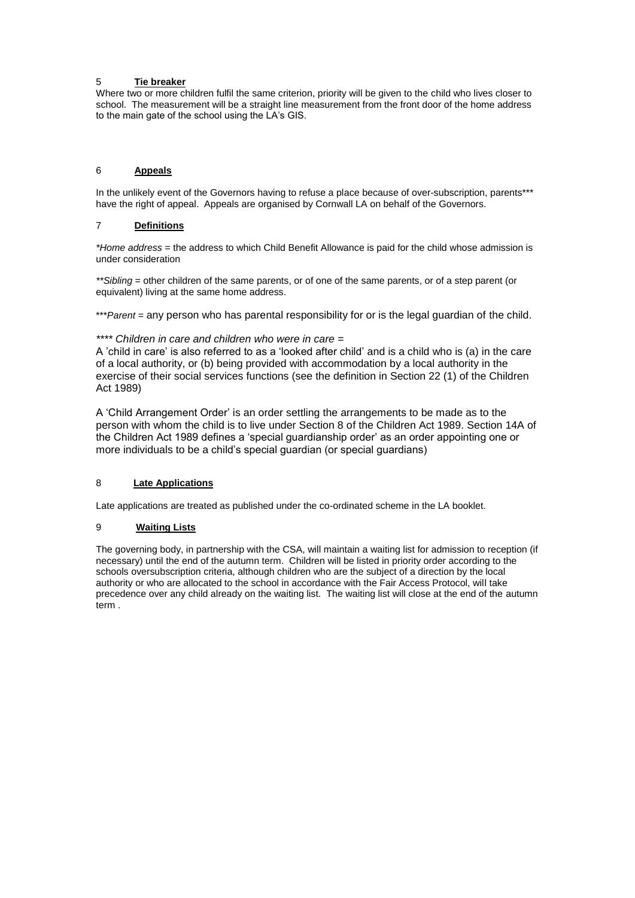## 5 **Tie breaker**

Where two or more children fulfil the same criterion, priority will be given to the child who lives closer to school. The measurement will be a straight line measurement from the front door of the home address to the main gate of the school using the LA's GIS.

## 6 **Appeals**

In the unlikely event of the Governors having to refuse a place because of over-subscription, parents*** have the right of appeal. Appeals are organised by Cornwall LA on behalf of the Governors.

## 7 **Definitions**

*\*Home address* = the address to which Child Benefit Allowance is paid for the child whose admission is under consideration

*\*\*Sibling* = other children of the same parents, or of one of the same parents, or of a step parent (or equivalent) living at the same home address.

\*\*\**Parent* = any person who has parental responsibility for or is the legal guardian of the child.

*\*\*\*\* Children in care and children who were in care =*

A 'child in care' is also referred to as a 'looked after child' and is a child who is (a) in the care of a local authority, or (b) being provided with accommodation by a local authority in the exercise of their social services functions (see the definition in Section 22 (1) of the Children Act 1989)

A 'Child Arrangement Order' is an order settling the arrangements to be made as to the person with whom the child is to live under Section 8 of the Children Act 1989. Section 14A of the Children Act 1989 defines a 'special guardianship order' as an order appointing one or more individuals to be a child's special guardian (or special guardians)

## 8 **Late Applications**

Late applications are treated as published under the co-ordinated scheme in the LA booklet.

## 9 **Waiting Lists**

The governing body, in partnership with the CSA, will maintain a waiting list for admission to reception (if necessary) until the end of the autumn term. Children will be listed in priority order according to the schools oversubscription criteria, although children who are the subject of a direction by the local authority or who are allocated to the school in accordance with the Fair Access Protocol, will take precedence over any child already on the waiting list. The waiting list will close at the end of the autumn term .